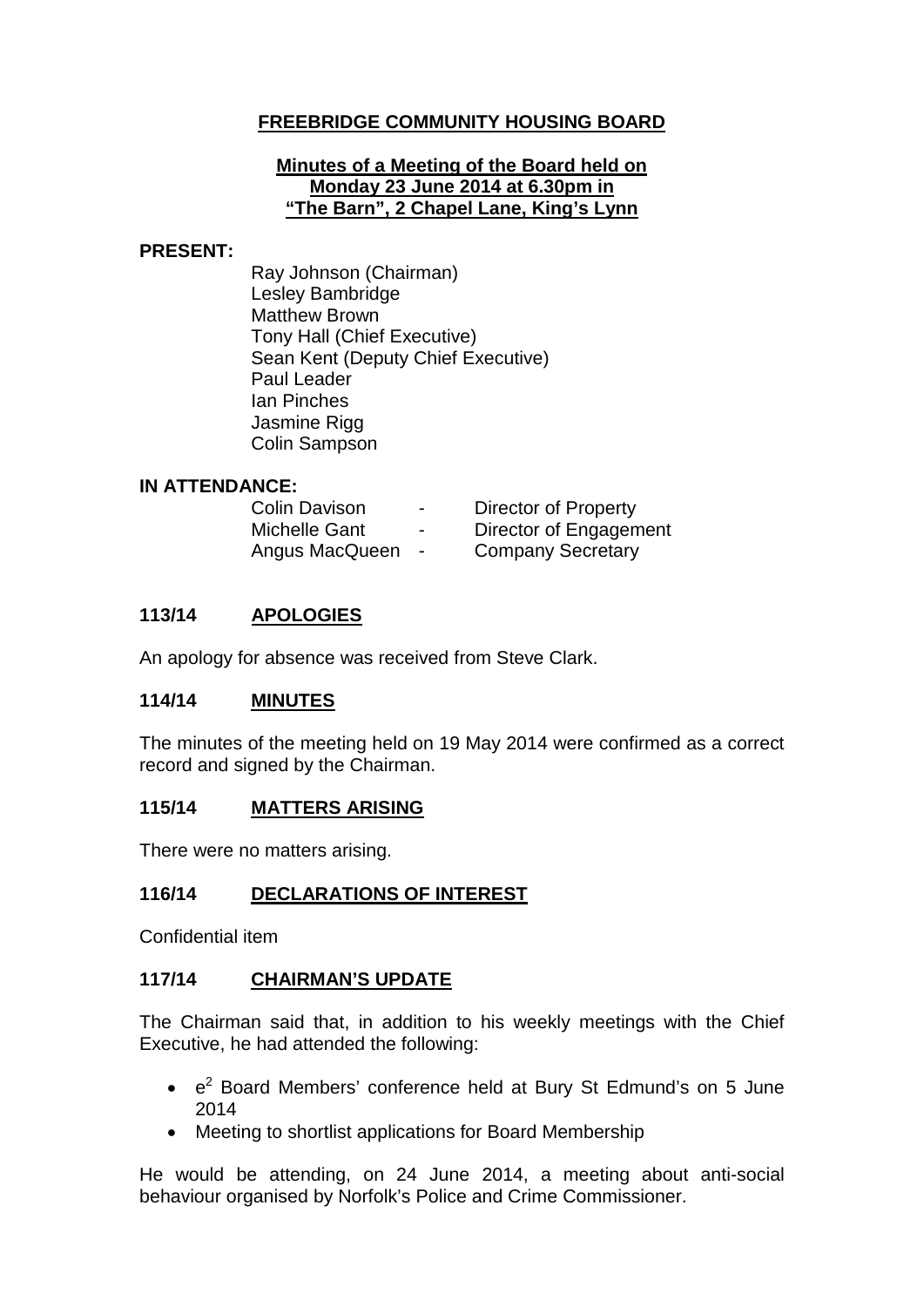# FREEBRIDGE COMMUNITY HOUSING BOARD

**Minutes of a Meeting of the Board held on Monday 23 June 2014 at 6.30pm in "The Barn", 2 Chapel Lane, King's Lynn**

**PRESENT:**

Ray Johnson (Chairman)
Lesley Bambridge
Matthew Brown
Tony Hall (Chief Executive)
Sean Kent (Deputy Chief Executive)
Paul Leader
Ian Pinches
Jasmine Rigg
Colin Sampson

**IN ATTENDANCE:**

| | | |
|---|---|---|
| Colin Davison | - | Director of Property |
| Michelle Gant | - | Director of Engagement |
| Angus MacQueen | - | Company Secretary |

## 113/14 APOLOGIES

An apology for absence was received from Steve Clark.

## 114/14 MINUTES

The minutes of the meeting held on 19 May 2014 were confirmed as a correct record and signed by the Chairman.

## 115/14 MATTERS ARISING

There were no matters arising.

## 116/14 DECLARATIONS OF INTEREST

Confidential item

## 117/14 CHAIRMAN'S UPDATE

The Chairman said that, in addition to his weekly meetings with the Chief Executive, he had attended the following:

- $e^2$ Board Members' conference held at Bury St Edmund's on 5 June 2014
- Meeting to shortlist applications for Board Membership

He would be attending, on 24 June 2014, a meeting about anti-social behaviour organised by Norfolk's Police and Crime Commissioner.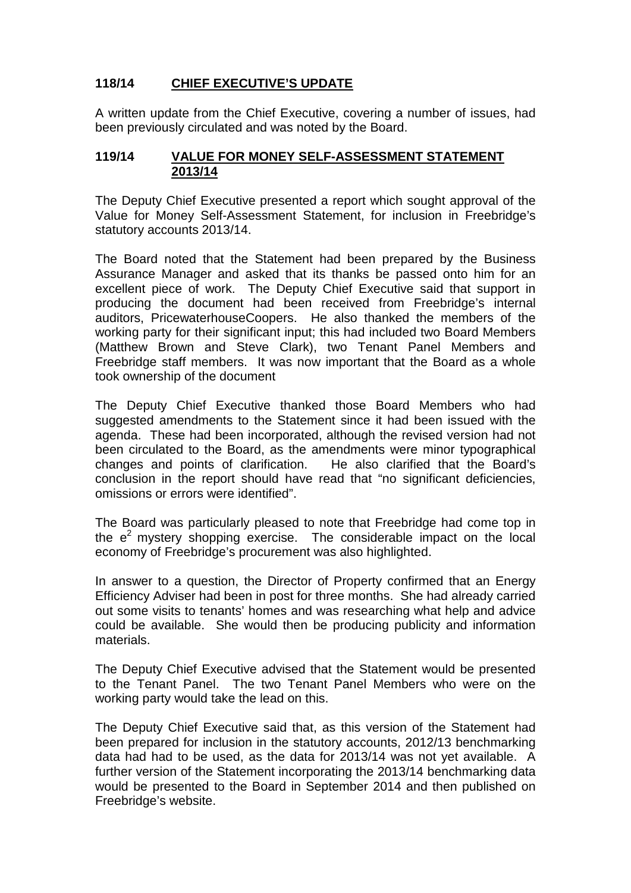**118/14 CHIEF EXECUTIVE'S UPDATE**

A written update from the Chief Executive, covering a number of issues, had been previously circulated and was noted by the Board.

**119/14 VALUE FOR MONEY SELF-ASSESSMENT STATEMENT 2013/14**

The Deputy Chief Executive presented a report which sought approval of the Value for Money Self-Assessment Statement, for inclusion in Freebridge's statutory accounts 2013/14.

The Board noted that the Statement had been prepared by the Business Assurance Manager and asked that its thanks be passed onto him for an excellent piece of work. The Deputy Chief Executive said that support in producing the document had been received from Freebridge's internal auditors, PricewaterhouseCoopers. He also thanked the members of the working party for their significant input; this had included two Board Members (Matthew Brown and Steve Clark), two Tenant Panel Members and Freebridge staff members. It was now important that the Board as a whole took ownership of the document

The Deputy Chief Executive thanked those Board Members who had suggested amendments to the Statement since it had been issued with the agenda. These had been incorporated, although the revised version had not been circulated to the Board, as the amendments were minor typographical changes and points of clarification. He also clarified that the Board's conclusion in the report should have read that "no significant deficiencies, omissions or errors were identified".

The Board was particularly pleased to note that Freebridge had come top in the $e^2$ mystery shopping exercise. The considerable impact on the local economy of Freebridge's procurement was also highlighted.

In answer to a question, the Director of Property confirmed that an Energy Efficiency Adviser had been in post for three months. She had already carried out some visits to tenants' homes and was researching what help and advice could be available. She would then be producing publicity and information materials.

The Deputy Chief Executive advised that the Statement would be presented to the Tenant Panel. The two Tenant Panel Members who were on the working party would take the lead on this.

The Deputy Chief Executive said that, as this version of the Statement had been prepared for inclusion in the statutory accounts, 2012/13 benchmarking data had had to be used, as the data for 2013/14 was not yet available. A further version of the Statement incorporating the 2013/14 benchmarking data would be presented to the Board in September 2014 and then published on Freebridge's website.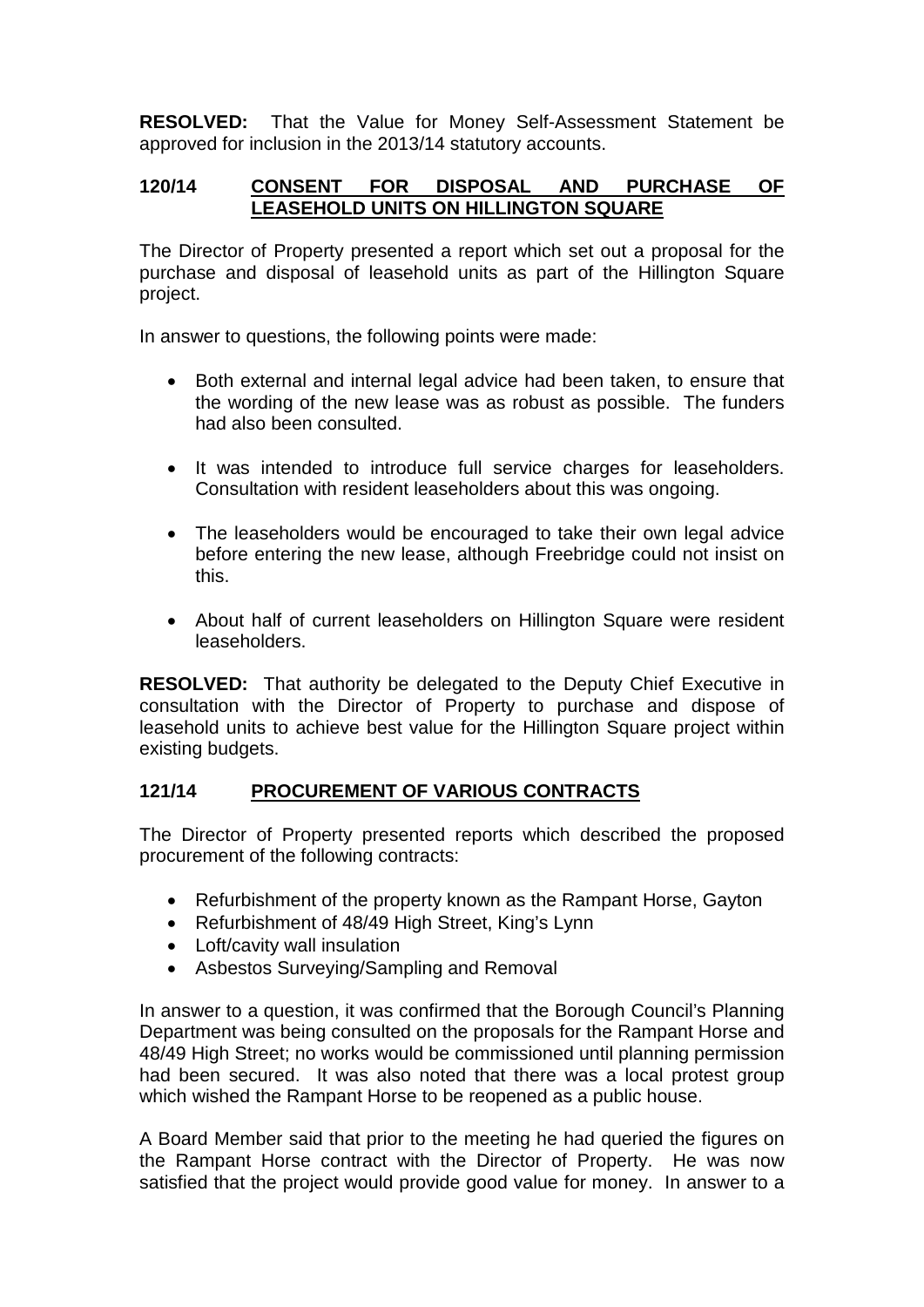**RESOLVED:** That the Value for Money Self-Assessment Statement be approved for inclusion in the 2013/14 statutory accounts.

## 120/14 CONSENT FOR DISPOSAL AND PURCHASE OF LEASEHOLD UNITS ON HILLINGTON SQUARE

The Director of Property presented a report which set out a proposal for the purchase and disposal of leasehold units as part of the Hillington Square project.

In answer to questions, the following points were made:

- Both external and internal legal advice had been taken, to ensure that the wording of the new lease was as robust as possible. The funders had also been consulted.
- It was intended to introduce full service charges for leaseholders. Consultation with resident leaseholders about this was ongoing.
- The leaseholders would be encouraged to take their own legal advice before entering the new lease, although Freebridge could not insist on this.
- About half of current leaseholders on Hillington Square were resident leaseholders.

**RESOLVED:** That authority be delegated to the Deputy Chief Executive in consultation with the Director of Property to purchase and dispose of leasehold units to achieve best value for the Hillington Square project within existing budgets.

## 121/14 PROCUREMENT OF VARIOUS CONTRACTS

The Director of Property presented reports which described the proposed procurement of the following contracts:

- Refurbishment of the property known as the Rampant Horse, Gayton
- Refurbishment of 48/49 High Street, King's Lynn
- Loft/cavity wall insulation
- Asbestos Surveying/Sampling and Removal

In answer to a question, it was confirmed that the Borough Council's Planning Department was being consulted on the proposals for the Rampant Horse and 48/49 High Street; no works would be commissioned until planning permission had been secured. It was also noted that there was a local protest group which wished the Rampant Horse to be reopened as a public house.

A Board Member said that prior to the meeting he had queried the figures on the Rampant Horse contract with the Director of Property. He was now satisfied that the project would provide good value for money. In answer to a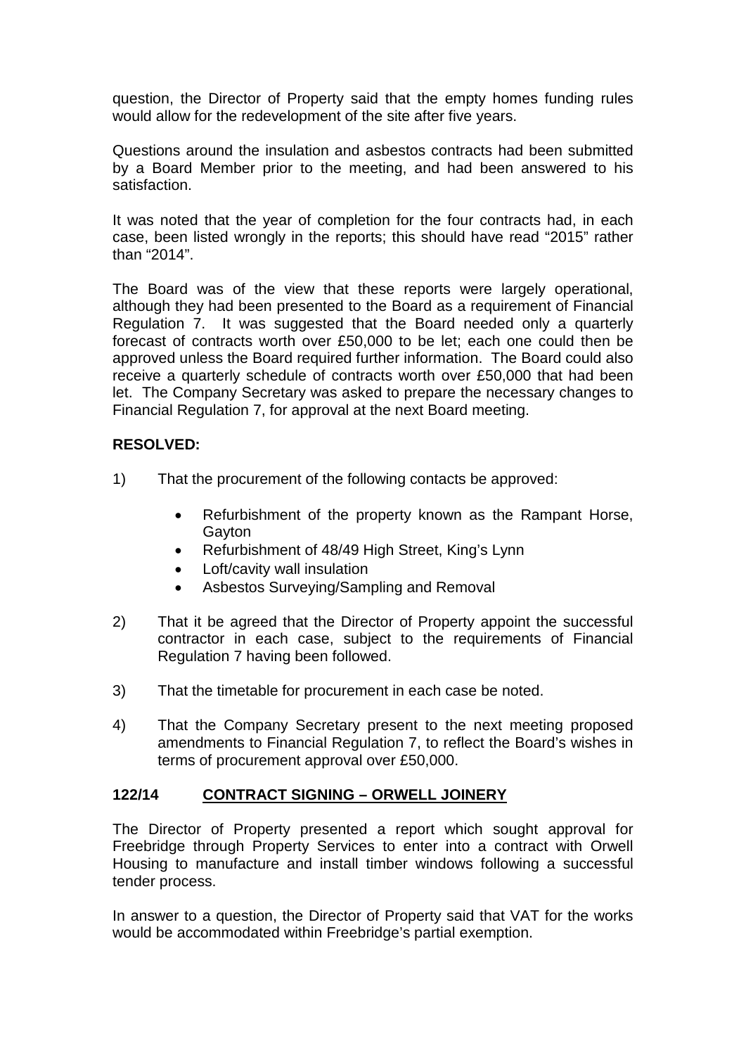question, the Director of Property said that the empty homes funding rules would allow for the redevelopment of the site after five years.

Questions around the insulation and asbestos contracts had been submitted by a Board Member prior to the meeting, and had been answered to his satisfaction.

It was noted that the year of completion for the four contracts had, in each case, been listed wrongly in the reports; this should have read "2015" rather than "2014".

The Board was of the view that these reports were largely operational, although they had been presented to the Board as a requirement of Financial Regulation 7. It was suggested that the Board needed only a quarterly forecast of contracts worth over £50,000 to be let; each one could then be approved unless the Board required further information. The Board could also receive a quarterly schedule of contracts worth over £50,000 that had been let. The Company Secretary was asked to prepare the necessary changes to Financial Regulation 7, for approval at the next Board meeting.

**RESOLVED:**

1) That the procurement of the following contacts be approved:

   - Refurbishment of the property known as the Rampant Horse, Gayton
   - Refurbishment of 48/49 High Street, King's Lynn
   - Loft/cavity wall insulation
   - Asbestos Surveying/Sampling and Removal

2) That it be agreed that the Director of Property appoint the successful contractor in each case, subject to the requirements of Financial Regulation 7 having been followed.

3) That the timetable for procurement in each case be noted.

4) That the Company Secretary present to the next meeting proposed amendments to Financial Regulation 7, to reflect the Board's wishes in terms of procurement approval over £50,000.

## 122/14 CONTRACT SIGNING – ORWELL JOINERY

The Director of Property presented a report which sought approval for Freebridge through Property Services to enter into a contract with Orwell Housing to manufacture and install timber windows following a successful tender process.

In answer to a question, the Director of Property said that VAT for the works would be accommodated within Freebridge's partial exemption.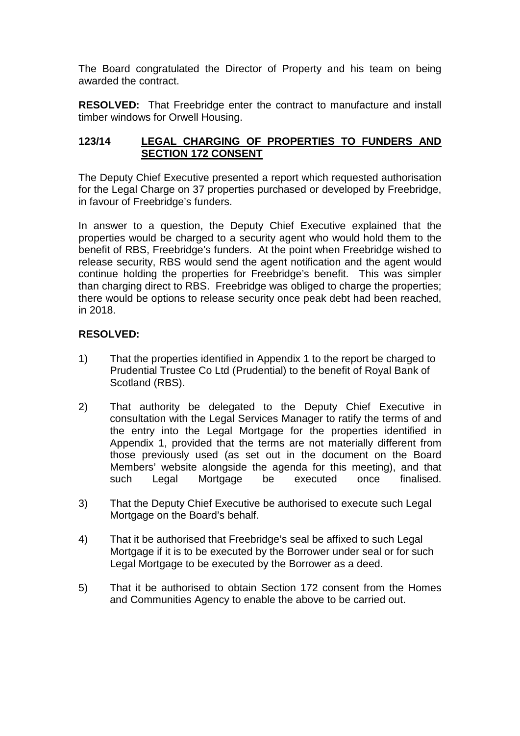The Board congratulated the Director of Property and his team on being awarded the contract.

**RESOLVED:** That Freebridge enter the contract to manufacture and install timber windows for Orwell Housing.

## 123/14 LEGAL CHARGING OF PROPERTIES TO FUNDERS AND SECTION 172 CONSENT

The Deputy Chief Executive presented a report which requested authorisation for the Legal Charge on 37 properties purchased or developed by Freebridge, in favour of Freebridge's funders.

In answer to a question, the Deputy Chief Executive explained that the properties would be charged to a security agent who would hold them to the benefit of RBS, Freebridge's funders. At the point when Freebridge wished to release security, RBS would send the agent notification and the agent would continue holding the properties for Freebridge's benefit. This was simpler than charging direct to RBS. Freebridge was obliged to charge the properties; there would be options to release security once peak debt had been reached, in 2018.

**RESOLVED:**

1) That the properties identified in Appendix 1 to the report be charged to Prudential Trustee Co Ltd (Prudential) to the benefit of Royal Bank of Scotland (RBS).

2) That authority be delegated to the Deputy Chief Executive in consultation with the Legal Services Manager to ratify the terms of and the entry into the Legal Mortgage for the properties identified in Appendix 1, provided that the terms are not materially different from those previously used (as set out in the document on the Board Members' website alongside the agenda for this meeting), and that such Legal Mortgage be executed once finalised.

3) That the Deputy Chief Executive be authorised to execute such Legal Mortgage on the Board's behalf.

4) That it be authorised that Freebridge's seal be affixed to such Legal Mortgage if it is to be executed by the Borrower under seal or for such Legal Mortgage to be executed by the Borrower as a deed.

5) That it be authorised to obtain Section 172 consent from the Homes and Communities Agency to enable the above to be carried out.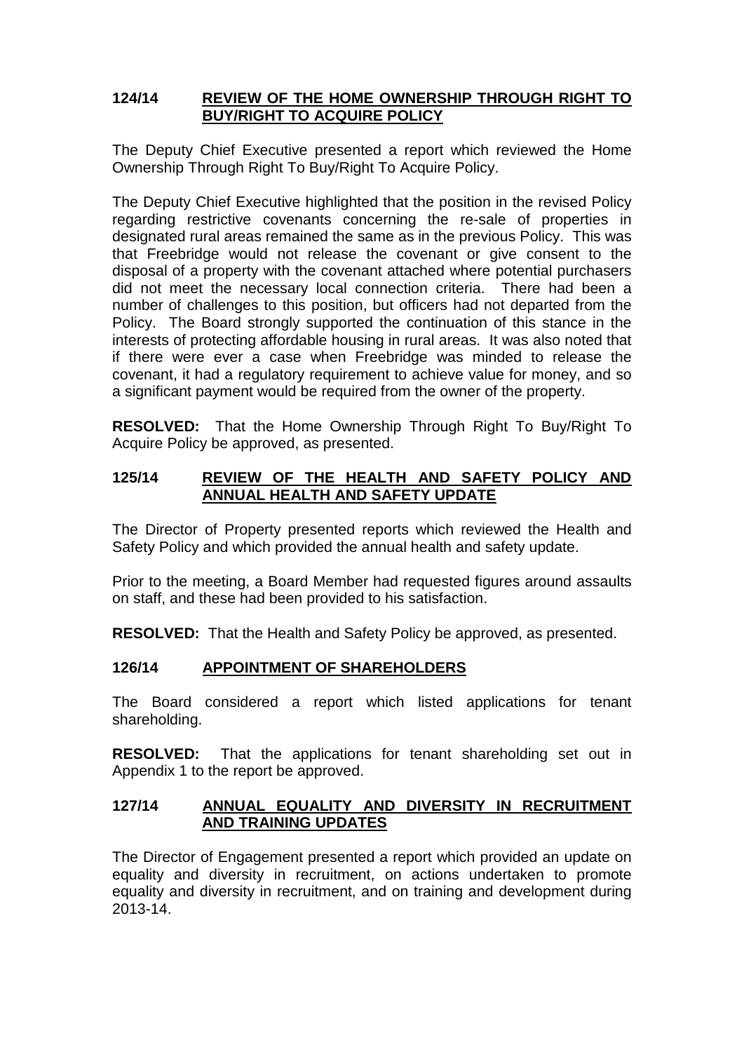## 124/14 REVIEW OF THE HOME OWNERSHIP THROUGH RIGHT TO BUY/RIGHT TO ACQUIRE POLICY

The Deputy Chief Executive presented a report which reviewed the Home Ownership Through Right To Buy/Right To Acquire Policy.

The Deputy Chief Executive highlighted that the position in the revised Policy regarding restrictive covenants concerning the re-sale of properties in designated rural areas remained the same as in the previous Policy. This was that Freebridge would not release the covenant or give consent to the disposal of a property with the covenant attached where potential purchasers did not meet the necessary local connection criteria. There had been a number of challenges to this position, but officers had not departed from the Policy. The Board strongly supported the continuation of this stance in the interests of protecting affordable housing in rural areas. It was also noted that if there were ever a case when Freebridge was minded to release the covenant, it had a regulatory requirement to achieve value for money, and so a significant payment would be required from the owner of the property.

**RESOLVED:** That the Home Ownership Through Right To Buy/Right To Acquire Policy be approved, as presented.

## 125/14 REVIEW OF THE HEALTH AND SAFETY POLICY AND ANNUAL HEALTH AND SAFETY UPDATE

The Director of Property presented reports which reviewed the Health and Safety Policy and which provided the annual health and safety update.

Prior to the meeting, a Board Member had requested figures around assaults on staff, and these had been provided to his satisfaction.

**RESOLVED:** That the Health and Safety Policy be approved, as presented.

## 126/14 APPOINTMENT OF SHAREHOLDERS

The Board considered a report which listed applications for tenant shareholding.

**RESOLVED:** That the applications for tenant shareholding set out in Appendix 1 to the report be approved.

## 127/14 ANNUAL EQUALITY AND DIVERSITY IN RECRUITMENT AND TRAINING UPDATES

The Director of Engagement presented a report which provided an update on equality and diversity in recruitment, on actions undertaken to promote equality and diversity in recruitment, and on training and development during 2013-14.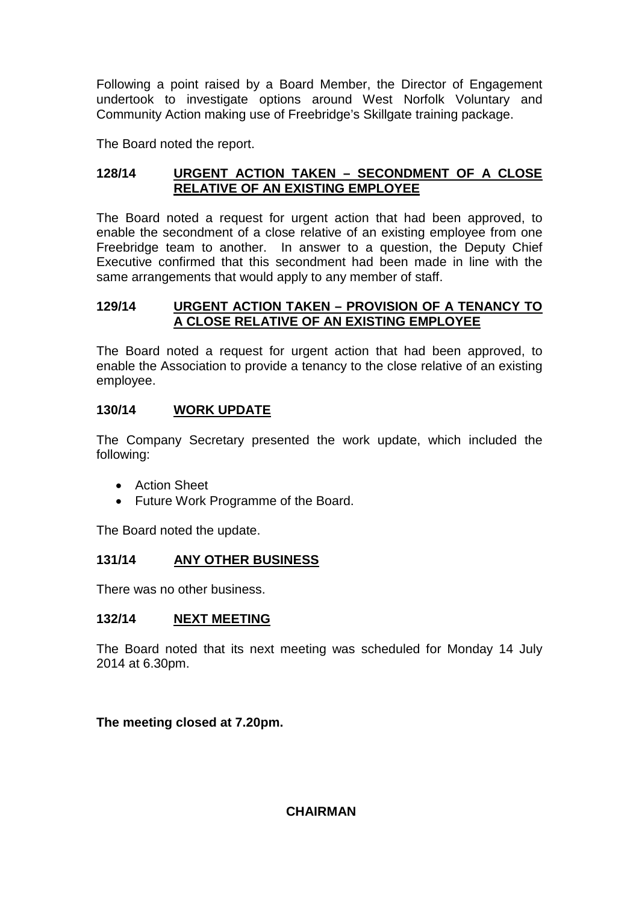Following a point raised by a Board Member, the Director of Engagement undertook to investigate options around West Norfolk Voluntary and Community Action making use of Freebridge's Skillgate training package.

The Board noted the report.

### 128/14 URGENT ACTION TAKEN – SECONDMENT OF A CLOSE RELATIVE OF AN EXISTING EMPLOYEE

The Board noted a request for urgent action that had been approved, to enable the secondment of a close relative of an existing employee from one Freebridge team to another. In answer to a question, the Deputy Chief Executive confirmed that this secondment had been made in line with the same arrangements that would apply to any member of staff.

### 129/14 URGENT ACTION TAKEN – PROVISION OF A TENANCY TO A CLOSE RELATIVE OF AN EXISTING EMPLOYEE

The Board noted a request for urgent action that had been approved, to enable the Association to provide a tenancy to the close relative of an existing employee.

### 130/14 WORK UPDATE

The Company Secretary presented the work update, which included the following:

- Action Sheet
- Future Work Programme of the Board.

The Board noted the update.

### 131/14 ANY OTHER BUSINESS

There was no other business.

### 132/14 NEXT MEETING

The Board noted that its next meeting was scheduled for Monday 14 July 2014 at 6.30pm.

**The meeting closed at 7.20pm.**

**CHAIRMAN**